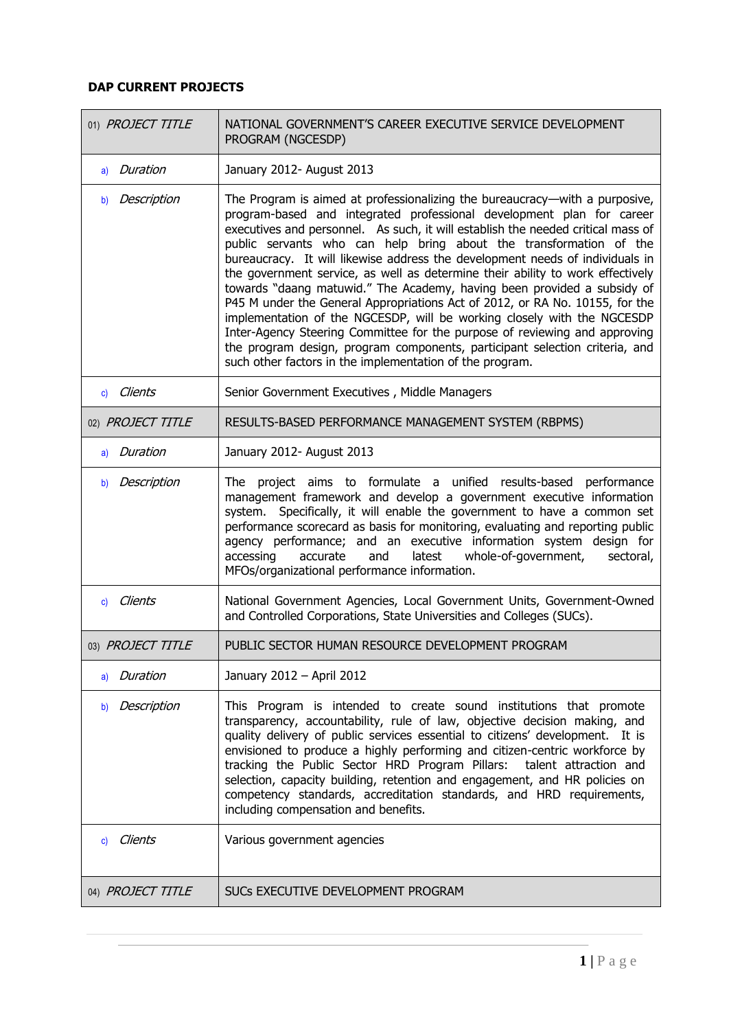**DAP CURRENT PROJECTS**

| 01) *PROJECT TITLE* | NATIONAL GOVERNMENT'S CAREER EXECUTIVE SERVICE DEVELOPMENT PROGRAM (NGCESDP) |
|---|---|
| a) *Duration* | January 2012- August 2013 |
| b) *Description* | The Program is aimed at professionalizing the bureaucracy—with a purposive, program-based and integrated professional development plan for career executives and personnel. As such, it will establish the needed critical mass of public servants who can help bring about the transformation of the bureaucracy. It will likewise address the development needs of individuals in the government service, as well as determine their ability to work effectively towards "daang matuwid." The Academy, having been provided a subsidy of P45 M under the General Appropriations Act of 2012, or RA No. 10155, for the implementation of the NGCESDP, will be working closely with the NGCESDP Inter-Agency Steering Committee for the purpose of reviewing and approving the program design, program components, participant selection criteria, and such other factors in the implementation of the program. |
| c) *Clients* | Senior Government Executives , Middle Managers |
| 02) *PROJECT TITLE* | RESULTS-BASED PERFORMANCE MANAGEMENT SYSTEM (RBPMS) |
| a) *Duration* | January 2012- August 2013 |
| b) *Description* | The project aims to formulate a unified results-based performance management framework and develop a government executive information system. Specifically, it will enable the government to have a common set performance scorecard as basis for monitoring, evaluating and reporting public agency performance; and an executive information system design for accessing accurate and latest whole-of-government, sectoral, MFOs/organizational performance information. |
| c) *Clients* | National Government Agencies, Local Government Units, Government-Owned and Controlled Corporations, State Universities and Colleges (SUCs). |
| 03) *PROJECT TITLE* | PUBLIC SECTOR HUMAN RESOURCE DEVELOPMENT PROGRAM |
| a) *Duration* | January 2012 – April 2012 |
| b) *Description* | This Program is intended to create sound institutions that promote transparency, accountability, rule of law, objective decision making, and quality delivery of public services essential to citizens' development. It is envisioned to produce a highly performing and citizen-centric workforce by tracking the Public Sector HRD Program Pillars: talent attraction and selection, capacity building, retention and engagement, and HR policies on competency standards, accreditation standards, and HRD requirements, including compensation and benefits. |
| c) *Clients* | Various government agencies |
| 04) *PROJECT TITLE* | SUCs EXECUTIVE DEVELOPMENT PROGRAM |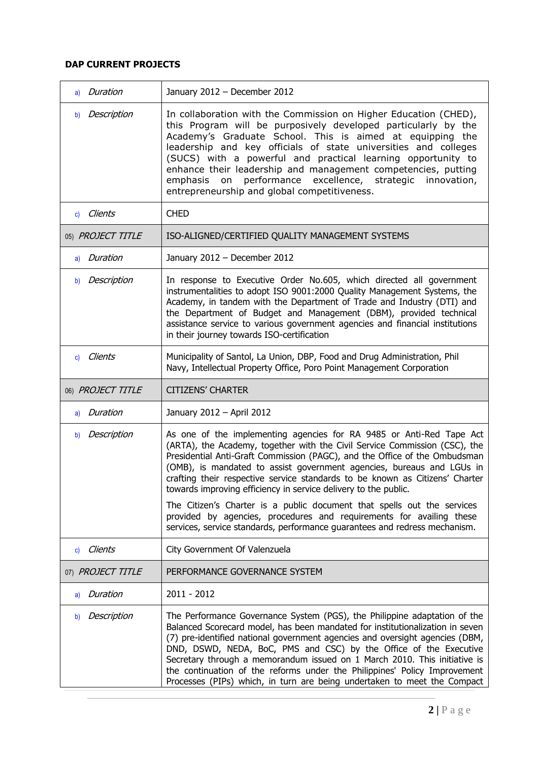**DAP CURRENT PROJECTS**

| | |
|---|---|
| a) *Duration* | January 2012 – December 2012 |
| b) *Description* | In collaboration with the Commission on Higher Education (CHED), this Program will be purposively developed particularly by the Academy's Graduate School. This is aimed at equipping the leadership and key officials of state universities and colleges (SUCS) with a powerful and practical learning opportunity to enhance their leadership and management competencies, putting emphasis on performance excellence, strategic innovation, entrepreneurship and global competitiveness. |
| c) *Clients* | CHED |
| 05) *PROJECT TITLE* | ISO-ALIGNED/CERTIFIED QUALITY MANAGEMENT SYSTEMS |
| a) *Duration* | January 2012 – December 2012 |
| b) *Description* | In response to Executive Order No.605, which directed all government instrumentalities to adopt ISO 9001:2000 Quality Management Systems, the Academy, in tandem with the Department of Trade and Industry (DTI) and the Department of Budget and Management (DBM), provided technical assistance service to various government agencies and financial institutions in their journey towards ISO-certification |
| c) *Clients* | Municipality of Santol, La Union, DBP, Food and Drug Administration, Phil Navy, Intellectual Property Office, Poro Point Management Corporation |
| 06) *PROJECT TITLE* | CITIZENS' CHARTER |
| a) *Duration* | January 2012 – April 2012 |
| b) *Description* | As one of the implementing agencies for RA 9485 or Anti-Red Tape Act (ARTA), the Academy, together with the Civil Service Commission (CSC), the Presidential Anti-Graft Commission (PAGC), and the Office of the Ombudsman (OMB), is mandated to assist government agencies, bureaus and LGUs in crafting their respective service standards to be known as Citizens' Charter towards improving efficiency in service delivery to the public.<br><br>The Citizen's Charter is a public document that spells out the services provided by agencies, procedures and requirements for availing these services, service standards, performance guarantees and redress mechanism. |
| c) *Clients* | City Government Of Valenzuela |
| 07) *PROJECT TITLE* | PERFORMANCE GOVERNANCE SYSTEM |
| a) *Duration* | 2011 - 2012 |
| b) *Description* | The Performance Governance System (PGS), the Philippine adaptation of the Balanced Scorecard model, has been mandated for institutionalization in seven (7) pre-identified national government agencies and oversight agencies (DBM, DND, DSWD, NEDA, BoC, PMS and CSC) by the Office of the Executive Secretary through a memorandum issued on 1 March 2010. This initiative is the continuation of the reforms under the Philippines' Policy Improvement Processes (PIPs) which, in turn are being undertaken to meet the Compact |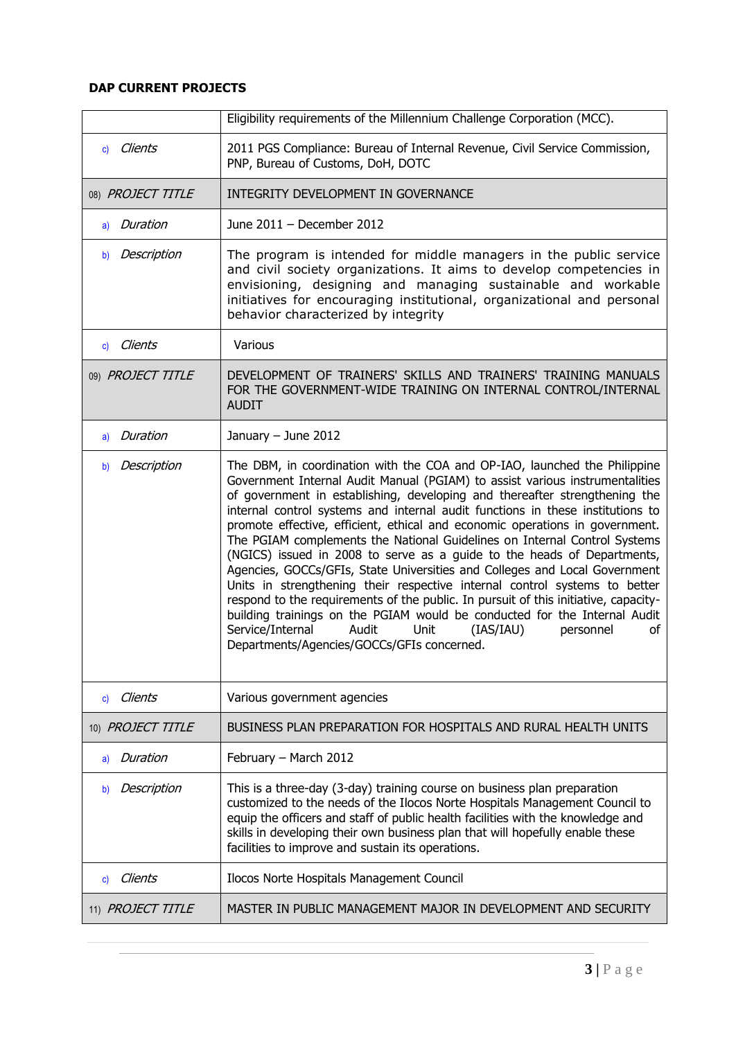**DAP CURRENT PROJECTS**

| | |
|---|---|
| | Eligibility requirements of the Millennium Challenge Corporation (MCC). |
| c) *Clients* | 2011 PGS Compliance: Bureau of Internal Revenue, Civil Service Commission, PNP, Bureau of Customs, DoH, DOTC |
| 08) *PROJECT TITLE* | INTEGRITY DEVELOPMENT IN GOVERNANCE |
| a) *Duration* | June 2011 – December 2012 |
| b) *Description* | The program is intended for middle managers in the public service and civil society organizations. It aims to develop competencies in envisioning, designing and managing sustainable and workable initiatives for encouraging institutional, organizational and personal behavior characterized by integrity |
| c) *Clients* | Various |
| 09) *PROJECT TITLE* | DEVELOPMENT OF TRAINERS' SKILLS AND TRAINERS' TRAINING MANUALS FOR THE GOVERNMENT-WIDE TRAINING ON INTERNAL CONTROL/INTERNAL AUDIT |
| a) *Duration* | January – June 2012 |
| b) *Description* | The DBM, in coordination with the COA and OP-IAO, launched the Philippine Government Internal Audit Manual (PGIAM) to assist various instrumentalities of government in establishing, developing and thereafter strengthening the internal control systems and internal audit functions in these institutions to promote effective, efficient, ethical and economic operations in government. The PGIAM complements the National Guidelines on Internal Control Systems (NGICS) issued in 2008 to serve as a guide to the heads of Departments, Agencies, GOCCs/GFIs, State Universities and Colleges and Local Government Units in strengthening their respective internal control systems to better respond to the requirements of the public. In pursuit of this initiative, capacity-building trainings on the PGIAM would be conducted for the Internal Audit Service/Internal Audit Unit (IAS/IAU) personnel of Departments/Agencies/GOCCs/GFIs concerned. |
| c) *Clients* | Various government agencies |
| 10) *PROJECT TITLE* | BUSINESS PLAN PREPARATION FOR HOSPITALS AND RURAL HEALTH UNITS |
| a) *Duration* | February – March 2012 |
| b) *Description* | This is a three-day (3-day) training course on business plan preparation customized to the needs of the Ilocos Norte Hospitals Management Council to equip the officers and staff of public health facilities with the knowledge and skills in developing their own business plan that will hopefully enable these facilities to improve and sustain its operations. |
| c) *Clients* | Ilocos Norte Hospitals Management Council |
| 11) *PROJECT TITLE* | MASTER IN PUBLIC MANAGEMENT MAJOR IN DEVELOPMENT AND SECURITY |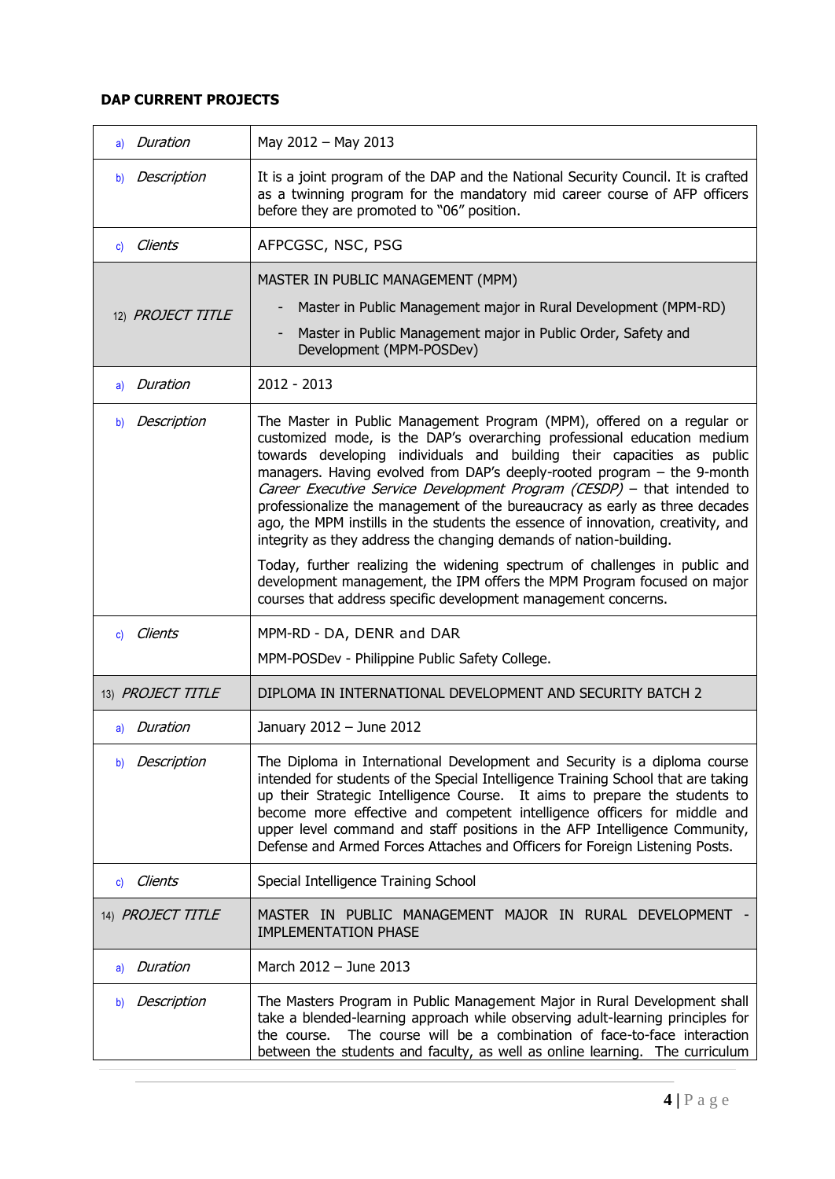**DAP CURRENT PROJECTS**

| | |
|---|---|
| a) *Duration* | May 2012 – May 2013 |
| b) *Description* | It is a joint program of the DAP and the National Security Council. It is crafted as a twinning program for the mandatory mid career course of AFP officers before they are promoted to "06" position. |
| c) *Clients* | AFPCGSC, NSC, PSG |
| 12) *PROJECT TITLE* | MASTER IN PUBLIC MANAGEMENT (MPM)<br>- Master in Public Management major in Rural Development (MPM-RD)<br>- Master in Public Management major in Public Order, Safety and Development (MPM-POSDev) |
| a) *Duration* | 2012 - 2013 |
| b) *Description* | The Master in Public Management Program (MPM), offered on a regular or customized mode, is the DAP's overarching professional education medium towards developing individuals and building their capacities as public managers. Having evolved from DAP's deeply-rooted program – the 9-month *Career Executive Service Development Program (CESDP)* – that intended to professionalize the management of the bureaucracy as early as three decades ago, the MPM instills in the students the essence of innovation, creativity, and integrity as they address the changing demands of nation-building.<br><br>Today, further realizing the widening spectrum of challenges in public and development management, the IPM offers the MPM Program focused on major courses that address specific development management concerns. |
| c) *Clients* | MPM-RD - DA, DENR and DAR<br>MPM-POSDev - Philippine Public Safety College. |
| 13) *PROJECT TITLE* | DIPLOMA IN INTERNATIONAL DEVELOPMENT AND SECURITY BATCH 2 |
| a) *Duration* | January 2012 – June 2012 |
| b) *Description* | The Diploma in International Development and Security is a diploma course intended for students of the Special Intelligence Training School that are taking up their Strategic Intelligence Course. It aims to prepare the students to become more effective and competent intelligence officers for middle and upper level command and staff positions in the AFP Intelligence Community, Defense and Armed Forces Attaches and Officers for Foreign Listening Posts. |
| c) *Clients* | Special Intelligence Training School |
| 14) *PROJECT TITLE* | MASTER IN PUBLIC MANAGEMENT MAJOR IN RURAL DEVELOPMENT - IMPLEMENTATION PHASE |
| a) *Duration* | March 2012 – June 2013 |
| b) *Description* | The Masters Program in Public Management Major in Rural Development shall take a blended-learning approach while observing adult-learning principles for the course. The course will be a combination of face-to-face interaction between the students and faculty, as well as online learning. The curriculum |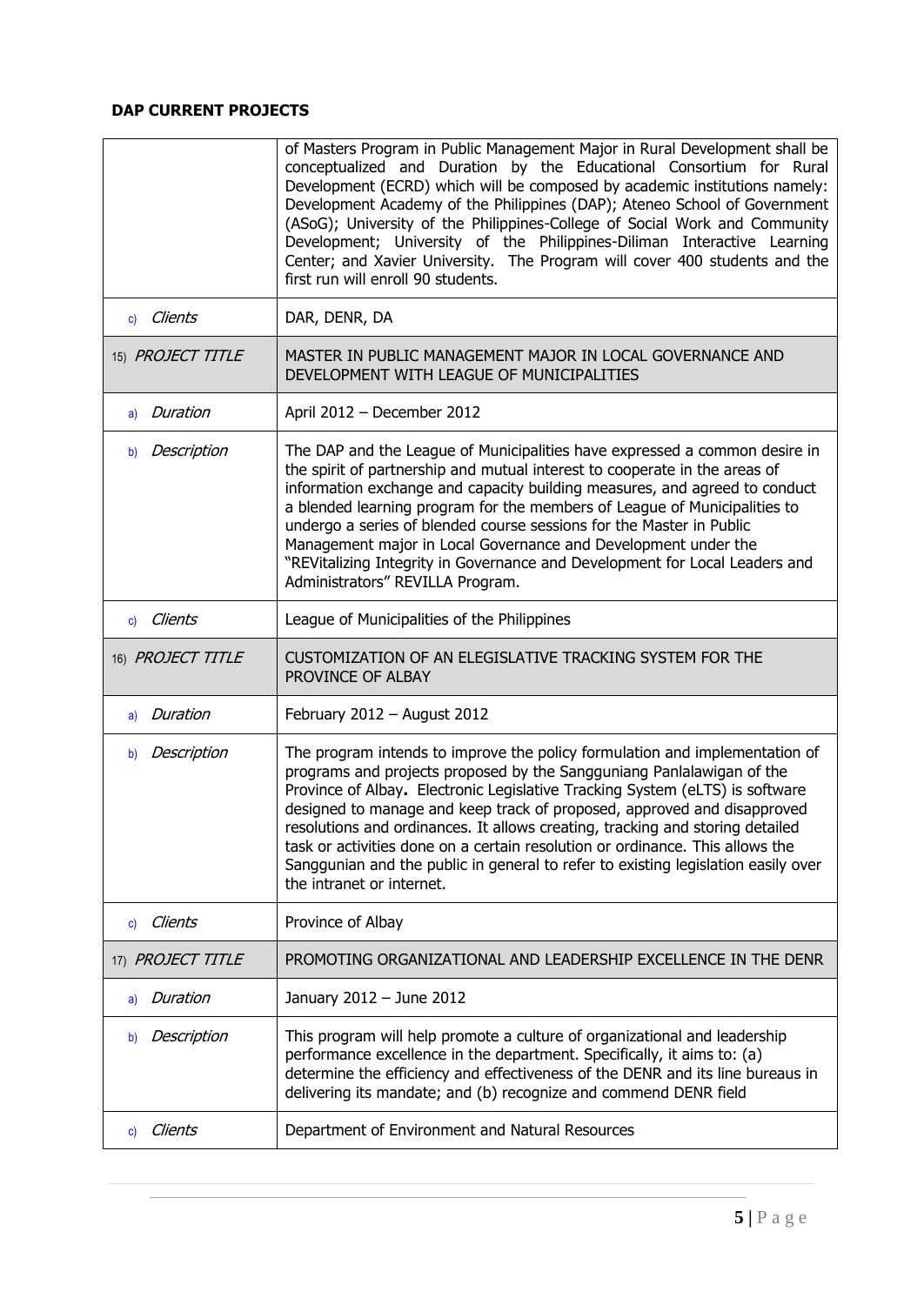**DAP CURRENT PROJECTS**

| | |
|---|---|
| | of Masters Program in Public Management Major in Rural Development shall be conceptualized and Duration by the Educational Consortium for Rural Development (ECRD) which will be composed by academic institutions namely: Development Academy of the Philippines (DAP); Ateneo School of Government (ASoG); University of the Philippines-College of Social Work and Community Development; University of the Philippines-Diliman Interactive Learning Center; and Xavier University. The Program will cover 400 students and the first run will enroll 90 students. |
| c) *Clients* | DAR, DENR, DA |
| 15) *PROJECT TITLE* | MASTER IN PUBLIC MANAGEMENT MAJOR IN LOCAL GOVERNANCE AND DEVELOPMENT WITH LEAGUE OF MUNICIPALITIES |
| a) *Duration* | April 2012 – December 2012 |
| b) *Description* | The DAP and the League of Municipalities have expressed a common desire in the spirit of partnership and mutual interest to cooperate in the areas of information exchange and capacity building measures, and agreed to conduct a blended learning program for the members of League of Municipalities to undergo a series of blended course sessions for the Master in Public Management major in Local Governance and Development under the "REVitalizing Integrity in Governance and Development for Local Leaders and Administrators" REVILLA Program. |
| c) *Clients* | League of Municipalities of the Philippines |
| 16) *PROJECT TITLE* | CUSTOMIZATION OF AN ELEGISLATIVE TRACKING SYSTEM FOR THE PROVINCE OF ALBAY |
| a) *Duration* | February 2012 – August 2012 |
| b) *Description* | The program intends to improve the policy formulation and implementation of programs and projects proposed by the Sangguniang Panlalawigan of the Province of Albay**.** Electronic Legislative Tracking System (eLTS) is software designed to manage and keep track of proposed, approved and disapproved resolutions and ordinances. It allows creating, tracking and storing detailed task or activities done on a certain resolution or ordinance. This allows the Sanggunian and the public in general to refer to existing legislation easily over the intranet or internet. |
| c) *Clients* | Province of Albay |
| 17) *PROJECT TITLE* | PROMOTING ORGANIZATIONAL AND LEADERSHIP EXCELLENCE IN THE DENR |
| a) *Duration* | January 2012 – June 2012 |
| b) *Description* | This program will help promote a culture of organizational and leadership performance excellence in the department. Specifically, it aims to: (a) determine the efficiency and effectiveness of the DENR and its line bureaus in delivering its mandate; and (b) recognize and commend DENR field |
| c) *Clients* | Department of Environment and Natural Resources |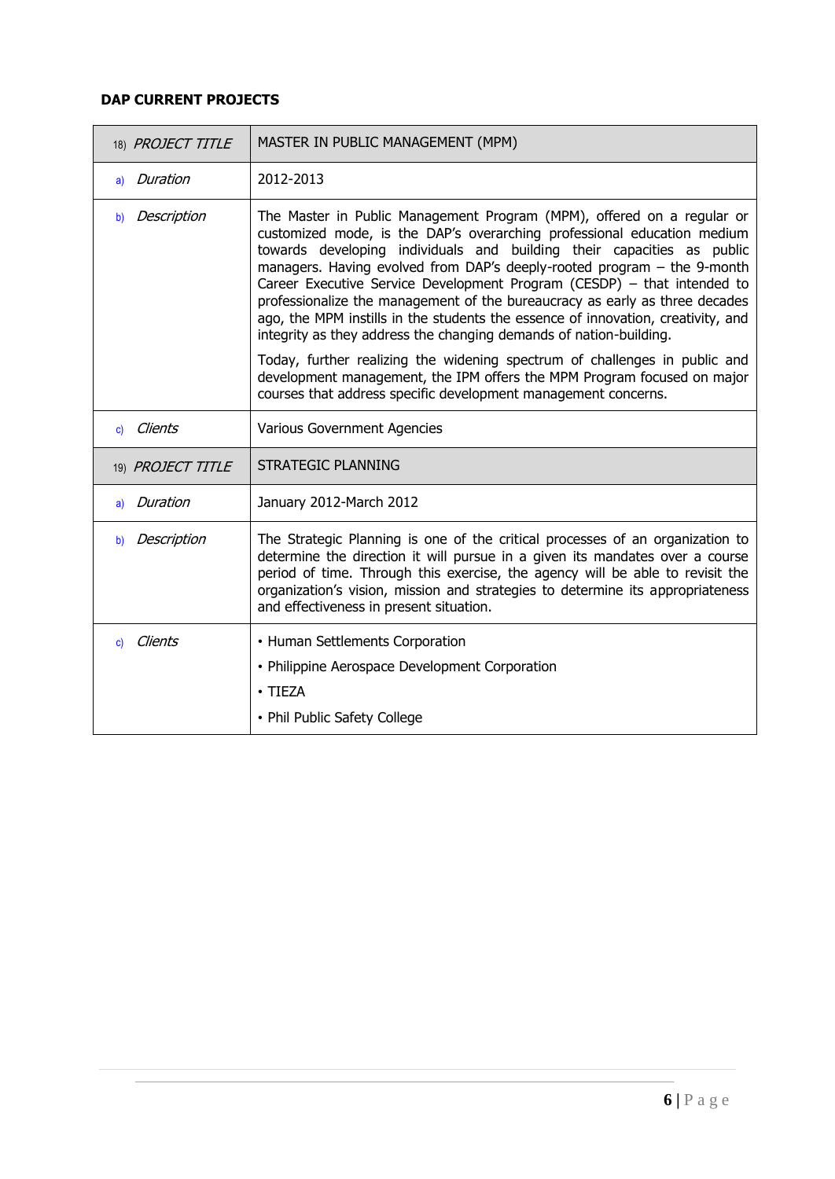**DAP CURRENT PROJECTS**

| | |
|---|---|
| 18) *PROJECT TITLE* | MASTER IN PUBLIC MANAGEMENT (MPM) |
| a) *Duration* | 2012-2013 |
| b) *Description* | The Master in Public Management Program (MPM), offered on a regular or customized mode, is the DAP's overarching professional education medium towards developing individuals and building their capacities as public managers. Having evolved from DAP's deeply-rooted program – the 9-month Career Executive Service Development Program (CESDP) – that intended to professionalize the management of the bureaucracy as early as three decades ago, the MPM instills in the students the essence of innovation, creativity, and integrity as they address the changing demands of nation-building.<br><br>Today, further realizing the widening spectrum of challenges in public and development management, the IPM offers the MPM Program focused on major courses that address specific development management concerns. |
| c) *Clients* | Various Government Agencies |
| 19) *PROJECT TITLE* | STRATEGIC PLANNING |
| a) *Duration* | January 2012-March 2012 |
| b) *Description* | The Strategic Planning is one of the critical processes of an organization to determine the direction it will pursue in a given its mandates over a course period of time. Through this exercise, the agency will be able to revisit the organization's vision, mission and strategies to determine its appropriateness and effectiveness in present situation. |
| c) *Clients* | • Human Settlements Corporation<br>• Philippine Aerospace Development Corporation<br>• TIEZA<br>• Phil Public Safety College |